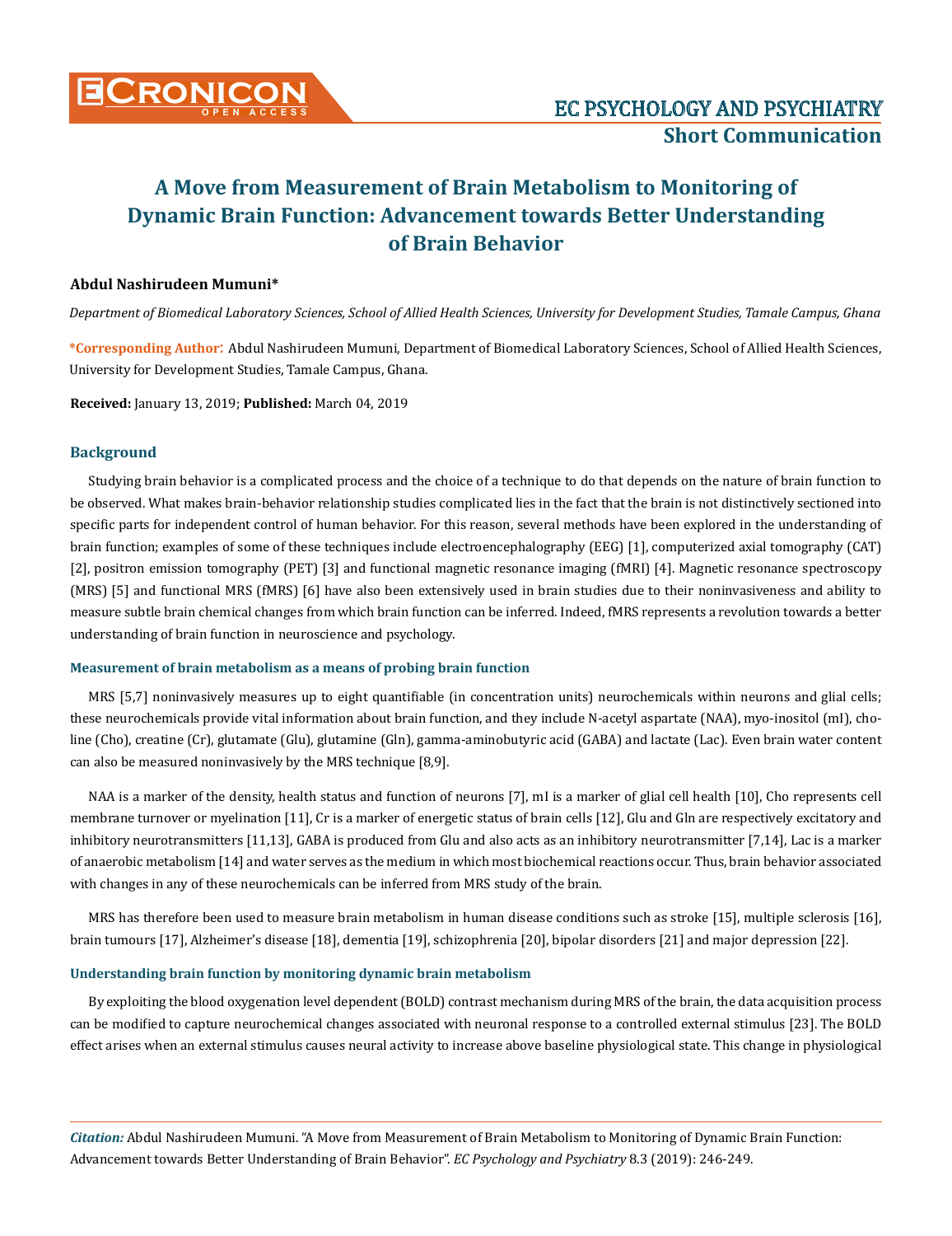# A Move from Measurement of Brain Metabolism to Monitoring of Dynamic Brain Function: Advancement towards Better Understanding of Brain Behavior

**Abdul Nashirudeen Mumuni***

*Department of Biomedical Laboratory Sciences, School of Allied Health Sciences, University for Development Studies, Tamale Campus, Ghana*

**\*Corresponding Author:** Abdul Nashirudeen Mumuni, Department of Biomedical Laboratory Sciences, School of Allied Health Sciences, University for Development Studies, Tamale Campus, Ghana.

**Received:** January 13, 2019; **Published:** March 04, 2019

## Background

Studying brain behavior is a complicated process and the choice of a technique to do that depends on the nature of brain function to be observed. What makes brain-behavior relationship studies complicated lies in the fact that the brain is not distinctively sectioned into specific parts for independent control of human behavior. For this reason, several methods have been explored in the understanding of brain function; examples of some of these techniques include electroencephalography (EEG) [1], computerized axial tomography (CAT) [2], positron emission tomography (PET) [3] and functional magnetic resonance imaging (fMRI) [4]. Magnetic resonance spectroscopy (MRS) [5] and functional MRS (fMRS) [6] have also been extensively used in brain studies due to their noninvasiveness and ability to measure subtle brain chemical changes from which brain function can be inferred. Indeed, fMRS represents a revolution towards a better understanding of brain function in neuroscience and psychology.

### Measurement of brain metabolism as a means of probing brain function

MRS [5,7] noninvasively measures up to eight quantifiable (in concentration units) neurochemicals within neurons and glial cells; these neurochemicals provide vital information about brain function, and they include N-acetyl aspartate (NAA), myo-inositol (mI), choline (Cho), creatine (Cr), glutamate (Glu), glutamine (Gln), gamma-aminobutyric acid (GABA) and lactate (Lac). Even brain water content can also be measured noninvasively by the MRS technique [8,9].

NAA is a marker of the density, health status and function of neurons [7], mI is a marker of glial cell health [10], Cho represents cell membrane turnover or myelination [11], Cr is a marker of energetic status of brain cells [12], Glu and Gln are respectively excitatory and inhibitory neurotransmitters [11,13], GABA is produced from Glu and also acts as an inhibitory neurotransmitter [7,14], Lac is a marker of anaerobic metabolism [14] and water serves as the medium in which most biochemical reactions occur. Thus, brain behavior associated with changes in any of these neurochemicals can be inferred from MRS study of the brain.

MRS has therefore been used to measure brain metabolism in human disease conditions such as stroke [15], multiple sclerosis [16], brain tumours [17], Alzheimer's disease [18], dementia [19], schizophrenia [20], bipolar disorders [21] and major depression [22].

### Understanding brain function by monitoring dynamic brain metabolism

By exploiting the blood oxygenation level dependent (BOLD) contrast mechanism during MRS of the brain, the data acquisition process can be modified to capture neurochemical changes associated with neuronal response to a controlled external stimulus [23]. The BOLD effect arises when an external stimulus causes neural activity to increase above baseline physiological state. This change in physiological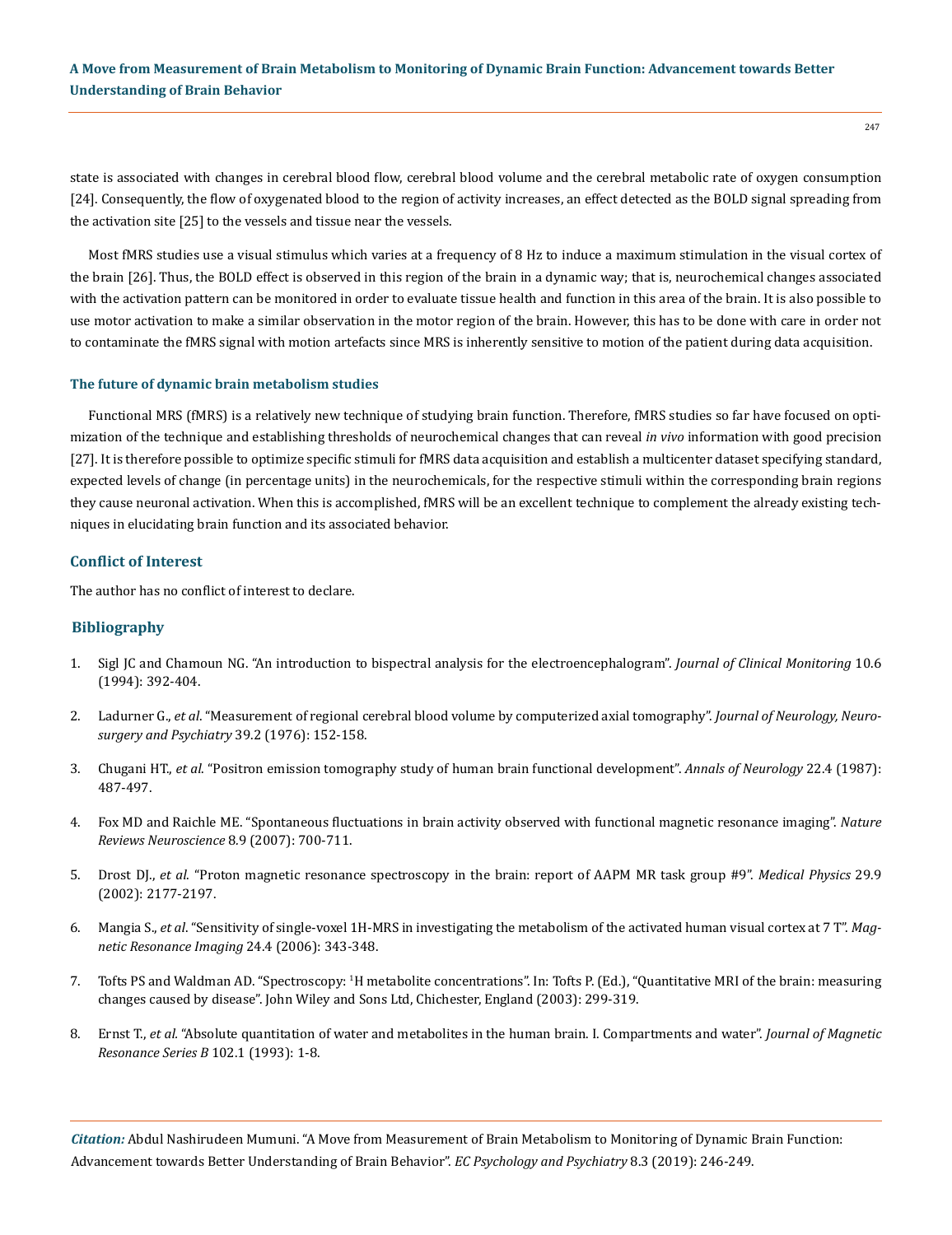state is associated with changes in cerebral blood flow, cerebral blood volume and the cerebral metabolic rate of oxygen consumption [24]. Consequently, the flow of oxygenated blood to the region of activity increases, an effect detected as the BOLD signal spreading from the activation site [25] to the vessels and tissue near the vessels.

Most fMRS studies use a visual stimulus which varies at a frequency of 8 Hz to induce a maximum stimulation in the visual cortex of the brain [26]. Thus, the BOLD effect is observed in this region of the brain in a dynamic way; that is, neurochemical changes associated with the activation pattern can be monitored in order to evaluate tissue health and function in this area of the brain. It is also possible to use motor activation to make a similar observation in the motor region of the brain. However, this has to be done with care in order not to contaminate the fMRS signal with motion artefacts since MRS is inherently sensitive to motion of the patient during data acquisition.

### The future of dynamic brain metabolism studies

Functional MRS (fMRS) is a relatively new technique of studying brain function. Therefore, fMRS studies so far have focused on optimization of the technique and establishing thresholds of neurochemical changes that can reveal *in vivo* information with good precision [27]. It is therefore possible to optimize specific stimuli for fMRS data acquisition and establish a multicenter dataset specifying standard, expected levels of change (in percentage units) in the neurochemicals, for the respective stimuli within the corresponding brain regions they cause neuronal activation. When this is accomplished, fMRS will be an excellent technique to complement the already existing techniques in elucidating brain function and its associated behavior.

## Conflict of Interest

The author has no conflict of interest to declare.

## Bibliography

1. Sigl JC and Chamoun NG. "An introduction to bispectral analysis for the electroencephalogram". *Journal of Clinical Monitoring* 10.6 (1994): 392-404.
2. Ladurner G., *et al*. "Measurement of regional cerebral blood volume by computerized axial tomography". *Journal of Neurology, Neurosurgery and Psychiatry* 39.2 (1976): 152-158.
3. Chugani HT., *et al*. "Positron emission tomography study of human brain functional development". *Annals of Neurology* 22.4 (1987): 487-497.
4. Fox MD and Raichle ME. "Spontaneous fluctuations in brain activity observed with functional magnetic resonance imaging". *Nature Reviews Neuroscience* 8.9 (2007): 700-711.
5. Drost DJ., *et al*. "Proton magnetic resonance spectroscopy in the brain: report of AAPM MR task group #9". *Medical Physics* 29.9 (2002): 2177-2197.
6. Mangia S., *et al*. "Sensitivity of single-voxel 1H-MRS in investigating the metabolism of the activated human visual cortex at 7 T". *Magnetic Resonance Imaging* 24.4 (2006): 343-348.
7. Tofts PS and Waldman AD. "Spectroscopy: $^{1}$H metabolite concentrations". In: Tofts P. (Ed.), "Quantitative MRI of the brain: measuring changes caused by disease". John Wiley and Sons Ltd, Chichester, England (2003): 299-319.
8. Ernst T., *et al*. "Absolute quantitation of water and metabolites in the human brain. I. Compartments and water". *Journal of Magnetic Resonance Series B* 102.1 (1993): 1-8.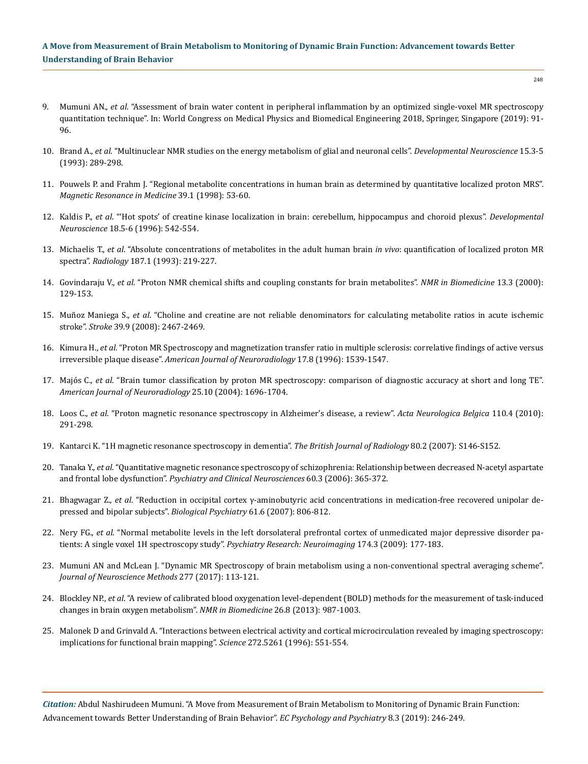9. Mumuni AN., *et al*. "Assessment of brain water content in peripheral inflammation by an optimized single-voxel MR spectroscopy quantitation technique". In: World Congress on Medical Physics and Biomedical Engineering 2018, Springer, Singapore (2019): 91-96.

10. Brand A., *et al*. "Multinuclear NMR studies on the energy metabolism of glial and neuronal cells". *Developmental Neuroscience* 15.3-5 (1993): 289-298.

11. Pouwels P. and Frahm J. "Regional metabolite concentrations in human brain as determined by quantitative localized proton MRS". *Magnetic Resonance in Medicine* 39.1 (1998): 53-60.

12. Kaldis P., *et al*. "'Hot spots' of creatine kinase localization in brain: cerebellum, hippocampus and choroid plexus". *Developmental Neuroscience* 18.5-6 (1996): 542-554.

13. Michaelis T., *et al*. "Absolute concentrations of metabolites in the adult human brain *in vivo*: quantification of localized proton MR spectra". *Radiology* 187.1 (1993): 219-227.

14. Govindaraju V., *et al*. "Proton NMR chemical shifts and coupling constants for brain metabolites". *NMR in Biomedicine* 13.3 (2000): 129-153.

15. Muñoz Maniega S., *et al*. "Choline and creatine are not reliable denominators for calculating metabolite ratios in acute ischemic stroke". *Stroke* 39.9 (2008): 2467-2469.

16. Kimura H., *et al*. "Proton MR Spectroscopy and magnetization transfer ratio in multiple sclerosis: correlative findings of active versus irreversible plaque disease". *American Journal of Neuroradiology* 17.8 (1996): 1539-1547.

17. Majós C., *et al*. "Brain tumor classification by proton MR spectroscopy: comparison of diagnostic accuracy at short and long TE". *American Journal of Neuroradiology* 25.10 (2004): 1696-1704.

18. Loos C., *et al*. "Proton magnetic resonance spectroscopy in Alzheimer's disease, a review". *Acta Neurologica Belgica* 110.4 (2010): 291-298.

19. Kantarci K. "1H magnetic resonance spectroscopy in dementia". *The British Journal of Radiology* 80.2 (2007): S146-S152.

20. Tanaka Y., *et al*. "Quantitative magnetic resonance spectroscopy of schizophrenia: Relationship between decreased N-acetyl aspartate and frontal lobe dysfunction". *Psychiatry and Clinical Neurosciences* 60.3 (2006): 365-372.

21. Bhagwagar Z., *et al*. "Reduction in occipital cortex γ-aminobutyric acid concentrations in medication-free recovered unipolar depressed and bipolar subjects". *Biological Psychiatry* 61.6 (2007): 806-812.

22. Nery FG., *et al*. "Normal metabolite levels in the left dorsolateral prefrontal cortex of unmedicated major depressive disorder patients: A single voxel 1H spectroscopy study". *Psychiatry Research: Neuroimaging* 174.3 (2009): 177-183.

23. Mumuni AN and McLean J. "Dynamic MR Spectroscopy of brain metabolism using a non-conventional spectral averaging scheme". *Journal of Neuroscience Methods* 277 (2017): 113-121.

24. Blockley NP., *et al*. "A review of calibrated blood oxygenation level-dependent (BOLD) methods for the measurement of task-induced changes in brain oxygen metabolism". *NMR in Biomedicine* 26.8 (2013): 987-1003.

25. Malonek D and Grinvald A. "Interactions between electrical activity and cortical microcirculation revealed by imaging spectroscopy: implications for functional brain mapping". *Science* 272.5261 (1996): 551-554.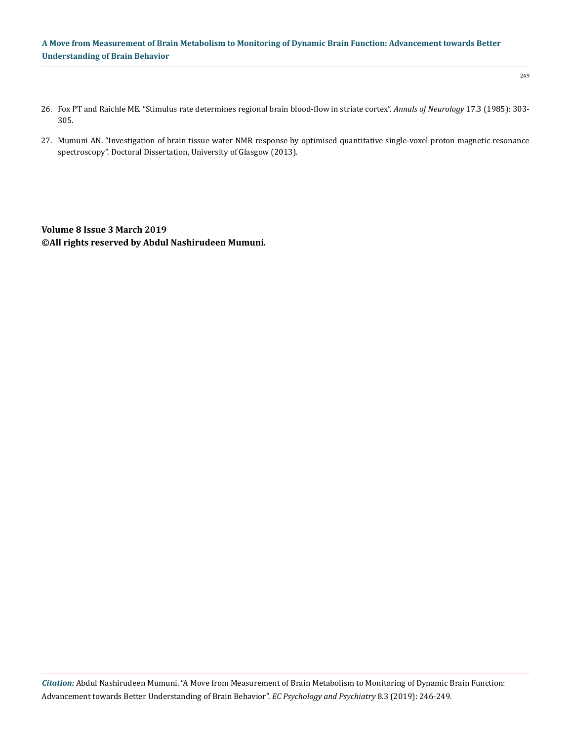26. Fox PT and Raichle ME. "Stimulus rate determines regional brain blood-flow in striate cortex". *Annals of Neurology* 17.3 (1985): 303-305.

27. Mumuni AN. "Investigation of brain tissue water NMR response by optimised quantitative single-voxel proton magnetic resonance spectroscopy". Doctoral Dissertation, University of Glasgow (2013).

**Volume 8 Issue 3 March 2019**
**©All rights reserved by Abdul Nashirudeen Mumuni.**